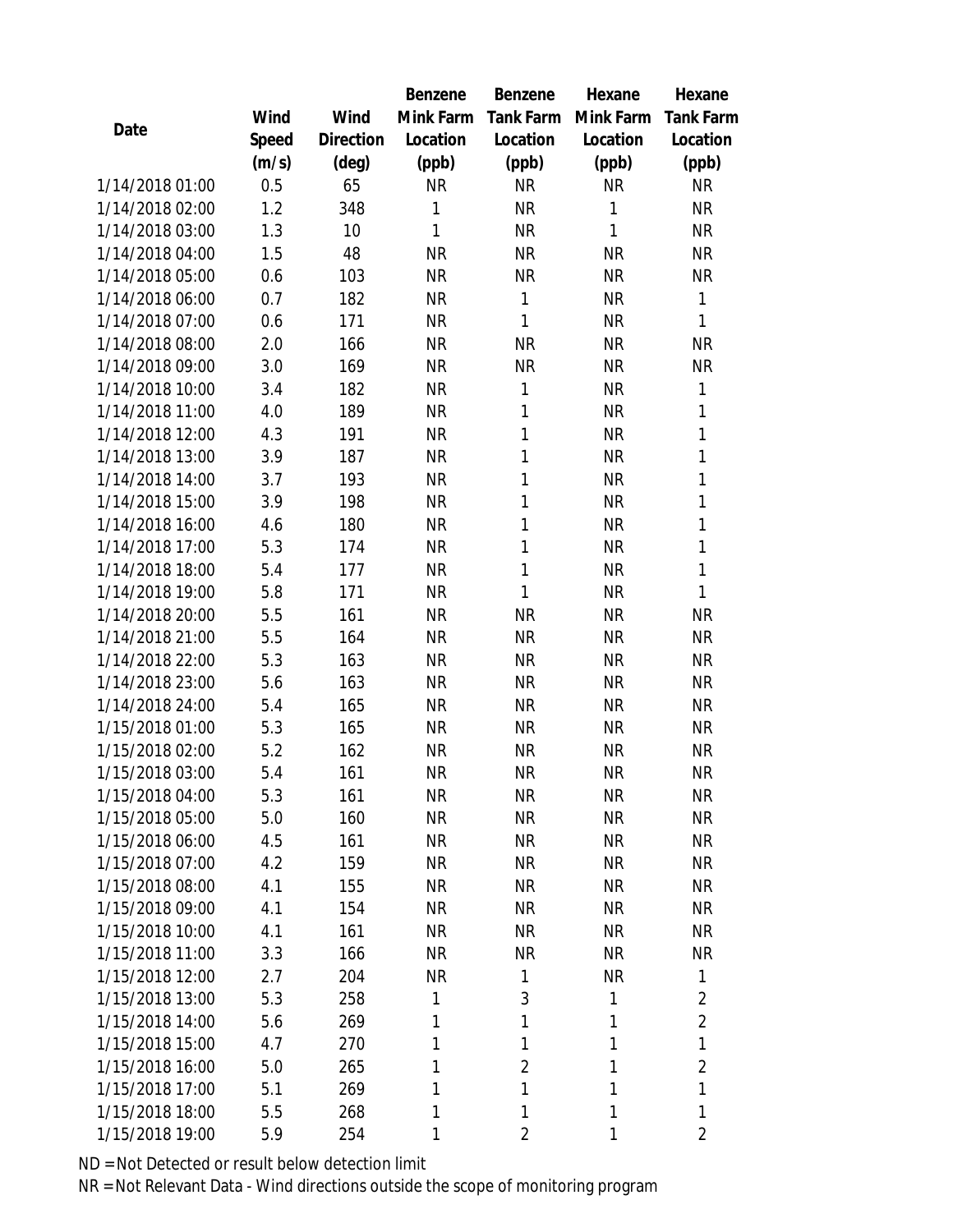| Date | Wind Speed (m/s) | Wind Direction (deg) | Benzene Mink Farm Location (ppb) | Benzene Tank Farm Location (ppb) | Hexane Mink Farm Location (ppb) | Hexane Tank Farm Location (ppb) |
|---|---|---|---|---|---|---|
| 1/14/2018 01:00 | 0.5 | 65 | NR | NR | NR | NR |
| 1/14/2018 02:00 | 1.2 | 348 | 1 | NR | 1 | NR |
| 1/14/2018 03:00 | 1.3 | 10 | 1 | NR | 1 | NR |
| 1/14/2018 04:00 | 1.5 | 48 | NR | NR | NR | NR |
| 1/14/2018 05:00 | 0.6 | 103 | NR | NR | NR | NR |
| 1/14/2018 06:00 | 0.7 | 182 | NR | 1 | NR | 1 |
| 1/14/2018 07:00 | 0.6 | 171 | NR | 1 | NR | 1 |
| 1/14/2018 08:00 | 2.0 | 166 | NR | NR | NR | NR |
| 1/14/2018 09:00 | 3.0 | 169 | NR | NR | NR | NR |
| 1/14/2018 10:00 | 3.4 | 182 | NR | 1 | NR | 1 |
| 1/14/2018 11:00 | 4.0 | 189 | NR | 1 | NR | 1 |
| 1/14/2018 12:00 | 4.3 | 191 | NR | 1 | NR | 1 |
| 1/14/2018 13:00 | 3.9 | 187 | NR | 1 | NR | 1 |
| 1/14/2018 14:00 | 3.7 | 193 | NR | 1 | NR | 1 |
| 1/14/2018 15:00 | 3.9 | 198 | NR | 1 | NR | 1 |
| 1/14/2018 16:00 | 4.6 | 180 | NR | 1 | NR | 1 |
| 1/14/2018 17:00 | 5.3 | 174 | NR | 1 | NR | 1 |
| 1/14/2018 18:00 | 5.4 | 177 | NR | 1 | NR | 1 |
| 1/14/2018 19:00 | 5.8 | 171 | NR | 1 | NR | 1 |
| 1/14/2018 20:00 | 5.5 | 161 | NR | NR | NR | NR |
| 1/14/2018 21:00 | 5.5 | 164 | NR | NR | NR | NR |
| 1/14/2018 22:00 | 5.3 | 163 | NR | NR | NR | NR |
| 1/14/2018 23:00 | 5.6 | 163 | NR | NR | NR | NR |
| 1/14/2018 24:00 | 5.4 | 165 | NR | NR | NR | NR |
| 1/15/2018 01:00 | 5.3 | 165 | NR | NR | NR | NR |
| 1/15/2018 02:00 | 5.2 | 162 | NR | NR | NR | NR |
| 1/15/2018 03:00 | 5.4 | 161 | NR | NR | NR | NR |
| 1/15/2018 04:00 | 5.3 | 161 | NR | NR | NR | NR |
| 1/15/2018 05:00 | 5.0 | 160 | NR | NR | NR | NR |
| 1/15/2018 06:00 | 4.5 | 161 | NR | NR | NR | NR |
| 1/15/2018 07:00 | 4.2 | 159 | NR | NR | NR | NR |
| 1/15/2018 08:00 | 4.1 | 155 | NR | NR | NR | NR |
| 1/15/2018 09:00 | 4.1 | 154 | NR | NR | NR | NR |
| 1/15/2018 10:00 | 4.1 | 161 | NR | NR | NR | NR |
| 1/15/2018 11:00 | 3.3 | 166 | NR | NR | NR | NR |
| 1/15/2018 12:00 | 2.7 | 204 | NR | 1 | NR | 1 |
| 1/15/2018 13:00 | 5.3 | 258 | 1 | 3 | 1 | 2 |
| 1/15/2018 14:00 | 5.6 | 269 | 1 | 1 | 1 | 2 |
| 1/15/2018 15:00 | 4.7 | 270 | 1 | 1 | 1 | 1 |
| 1/15/2018 16:00 | 5.0 | 265 | 1 | 2 | 1 | 2 |
| 1/15/2018 17:00 | 5.1 | 269 | 1 | 1 | 1 | 1 |
| 1/15/2018 18:00 | 5.5 | 268 | 1 | 1 | 1 | 1 |
| 1/15/2018 19:00 | 5.9 | 254 | 1 | 2 | 1 | 2 |

ND = Not Detected or result below detection limit

NR = Not Relevant Data - Wind directions outside the scope of monitoring program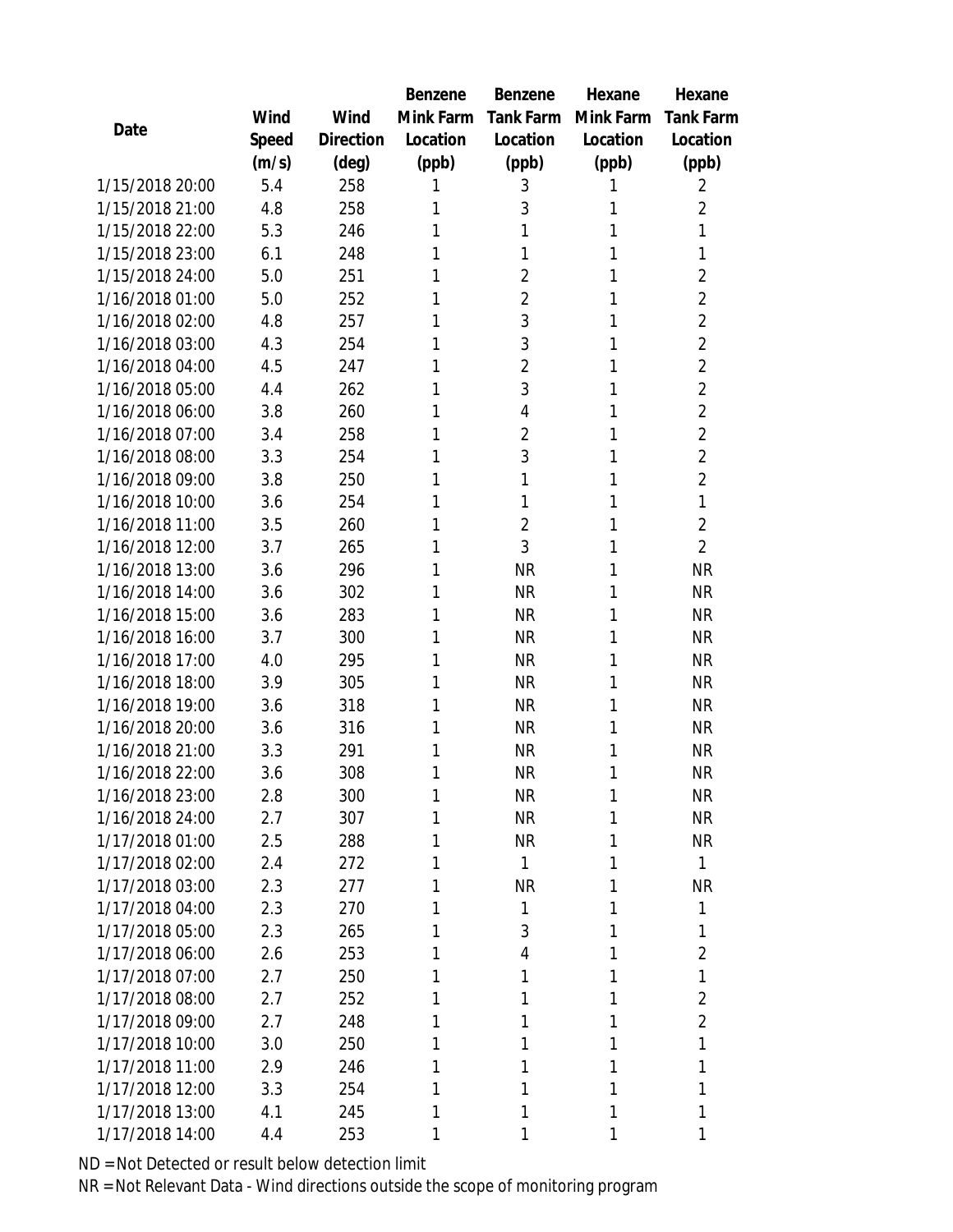| Date | Wind Speed (m/s) | Wind Direction (deg) | Benzene Mink Farm Location (ppb) | Benzene Tank Farm Location (ppb) | Hexane Mink Farm Location (ppb) | Hexane Tank Farm Location (ppb) |
|---|---|---|---|---|---|---|
| 1/15/2018 20:00 | 5.4 | 258 | 1 | 3 | 1 | 2 |
| 1/15/2018 21:00 | 4.8 | 258 | 1 | 3 | 1 | 2 |
| 1/15/2018 22:00 | 5.3 | 246 | 1 | 1 | 1 | 1 |
| 1/15/2018 23:00 | 6.1 | 248 | 1 | 1 | 1 | 1 |
| 1/15/2018 24:00 | 5.0 | 251 | 1 | 2 | 1 | 2 |
| 1/16/2018 01:00 | 5.0 | 252 | 1 | 2 | 1 | 2 |
| 1/16/2018 02:00 | 4.8 | 257 | 1 | 3 | 1 | 2 |
| 1/16/2018 03:00 | 4.3 | 254 | 1 | 3 | 1 | 2 |
| 1/16/2018 04:00 | 4.5 | 247 | 1 | 2 | 1 | 2 |
| 1/16/2018 05:00 | 4.4 | 262 | 1 | 3 | 1 | 2 |
| 1/16/2018 06:00 | 3.8 | 260 | 1 | 4 | 1 | 2 |
| 1/16/2018 07:00 | 3.4 | 258 | 1 | 2 | 1 | 2 |
| 1/16/2018 08:00 | 3.3 | 254 | 1 | 3 | 1 | 2 |
| 1/16/2018 09:00 | 3.8 | 250 | 1 | 1 | 1 | 2 |
| 1/16/2018 10:00 | 3.6 | 254 | 1 | 1 | 1 | 1 |
| 1/16/2018 11:00 | 3.5 | 260 | 1 | 2 | 1 | 2 |
| 1/16/2018 12:00 | 3.7 | 265 | 1 | 3 | 1 | 2 |
| 1/16/2018 13:00 | 3.6 | 296 | 1 | NR | 1 | NR |
| 1/16/2018 14:00 | 3.6 | 302 | 1 | NR | 1 | NR |
| 1/16/2018 15:00 | 3.6 | 283 | 1 | NR | 1 | NR |
| 1/16/2018 16:00 | 3.7 | 300 | 1 | NR | 1 | NR |
| 1/16/2018 17:00 | 4.0 | 295 | 1 | NR | 1 | NR |
| 1/16/2018 18:00 | 3.9 | 305 | 1 | NR | 1 | NR |
| 1/16/2018 19:00 | 3.6 | 318 | 1 | NR | 1 | NR |
| 1/16/2018 20:00 | 3.6 | 316 | 1 | NR | 1 | NR |
| 1/16/2018 21:00 | 3.3 | 291 | 1 | NR | 1 | NR |
| 1/16/2018 22:00 | 3.6 | 308 | 1 | NR | 1 | NR |
| 1/16/2018 23:00 | 2.8 | 300 | 1 | NR | 1 | NR |
| 1/16/2018 24:00 | 2.7 | 307 | 1 | NR | 1 | NR |
| 1/17/2018 01:00 | 2.5 | 288 | 1 | NR | 1 | NR |
| 1/17/2018 02:00 | 2.4 | 272 | 1 | 1 | 1 | 1 |
| 1/17/2018 03:00 | 2.3 | 277 | 1 | NR | 1 | NR |
| 1/17/2018 04:00 | 2.3 | 270 | 1 | 1 | 1 | 1 |
| 1/17/2018 05:00 | 2.3 | 265 | 1 | 3 | 1 | 1 |
| 1/17/2018 06:00 | 2.6 | 253 | 1 | 4 | 1 | 2 |
| 1/17/2018 07:00 | 2.7 | 250 | 1 | 1 | 1 | 1 |
| 1/17/2018 08:00 | 2.7 | 252 | 1 | 1 | 1 | 2 |
| 1/17/2018 09:00 | 2.7 | 248 | 1 | 1 | 1 | 2 |
| 1/17/2018 10:00 | 3.0 | 250 | 1 | 1 | 1 | 1 |
| 1/17/2018 11:00 | 2.9 | 246 | 1 | 1 | 1 | 1 |
| 1/17/2018 12:00 | 3.3 | 254 | 1 | 1 | 1 | 1 |
| 1/17/2018 13:00 | 4.1 | 245 | 1 | 1 | 1 | 1 |
| 1/17/2018 14:00 | 4.4 | 253 | 1 | 1 | 1 | 1 |

ND = Not Detected or result below detection limit

NR = Not Relevant Data - Wind directions outside the scope of monitoring program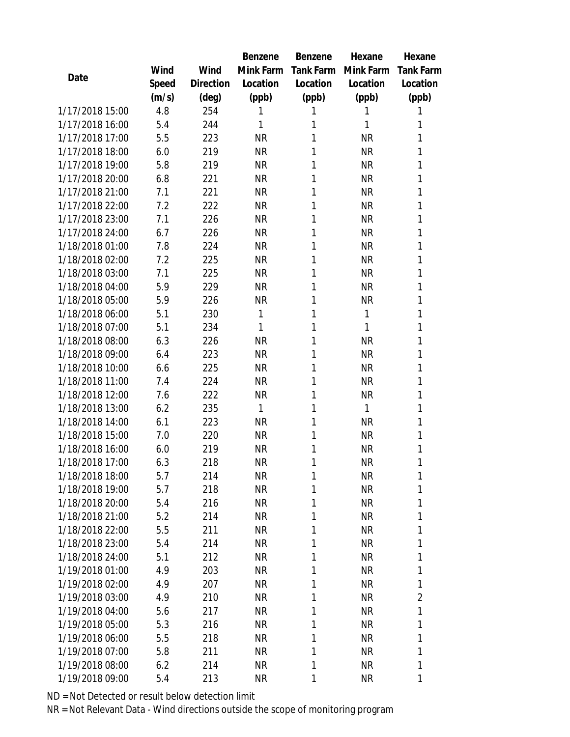| Date | Wind Speed (m/s) | Wind Direction (deg) | Benzene Mink Farm Location (ppb) | Benzene Tank Farm Location (ppb) | Hexane Mink Farm Location (ppb) | Hexane Tank Farm Location (ppb) |
|---|---|---|---|---|---|---|
| 1/17/2018 15:00 | 4.8 | 254 | 1 | 1 | 1 | 1 |
| 1/17/2018 16:00 | 5.4 | 244 | 1 | 1 | 1 | 1 |
| 1/17/2018 17:00 | 5.5 | 223 | NR | 1 | NR | 1 |
| 1/17/2018 18:00 | 6.0 | 219 | NR | 1 | NR | 1 |
| 1/17/2018 19:00 | 5.8 | 219 | NR | 1 | NR | 1 |
| 1/17/2018 20:00 | 6.8 | 221 | NR | 1 | NR | 1 |
| 1/17/2018 21:00 | 7.1 | 221 | NR | 1 | NR | 1 |
| 1/17/2018 22:00 | 7.2 | 222 | NR | 1 | NR | 1 |
| 1/17/2018 23:00 | 7.1 | 226 | NR | 1 | NR | 1 |
| 1/17/2018 24:00 | 6.7 | 226 | NR | 1 | NR | 1 |
| 1/18/2018 01:00 | 7.8 | 224 | NR | 1 | NR | 1 |
| 1/18/2018 02:00 | 7.2 | 225 | NR | 1 | NR | 1 |
| 1/18/2018 03:00 | 7.1 | 225 | NR | 1 | NR | 1 |
| 1/18/2018 04:00 | 5.9 | 229 | NR | 1 | NR | 1 |
| 1/18/2018 05:00 | 5.9 | 226 | NR | 1 | NR | 1 |
| 1/18/2018 06:00 | 5.1 | 230 | 1 | 1 | 1 | 1 |
| 1/18/2018 07:00 | 5.1 | 234 | 1 | 1 | 1 | 1 |
| 1/18/2018 08:00 | 6.3 | 226 | NR | 1 | NR | 1 |
| 1/18/2018 09:00 | 6.4 | 223 | NR | 1 | NR | 1 |
| 1/18/2018 10:00 | 6.6 | 225 | NR | 1 | NR | 1 |
| 1/18/2018 11:00 | 7.4 | 224 | NR | 1 | NR | 1 |
| 1/18/2018 12:00 | 7.6 | 222 | NR | 1 | NR | 1 |
| 1/18/2018 13:00 | 6.2 | 235 | 1 | 1 | 1 | 1 |
| 1/18/2018 14:00 | 6.1 | 223 | NR | 1 | NR | 1 |
| 1/18/2018 15:00 | 7.0 | 220 | NR | 1 | NR | 1 |
| 1/18/2018 16:00 | 6.0 | 219 | NR | 1 | NR | 1 |
| 1/18/2018 17:00 | 6.3 | 218 | NR | 1 | NR | 1 |
| 1/18/2018 18:00 | 5.7 | 214 | NR | 1 | NR | 1 |
| 1/18/2018 19:00 | 5.7 | 218 | NR | 1 | NR | 1 |
| 1/18/2018 20:00 | 5.4 | 216 | NR | 1 | NR | 1 |
| 1/18/2018 21:00 | 5.2 | 214 | NR | 1 | NR | 1 |
| 1/18/2018 22:00 | 5.5 | 211 | NR | 1 | NR | 1 |
| 1/18/2018 23:00 | 5.4 | 214 | NR | 1 | NR | 1 |
| 1/18/2018 24:00 | 5.1 | 212 | NR | 1 | NR | 1 |
| 1/19/2018 01:00 | 4.9 | 203 | NR | 1 | NR | 1 |
| 1/19/2018 02:00 | 4.9 | 207 | NR | 1 | NR | 1 |
| 1/19/2018 03:00 | 4.9 | 210 | NR | 1 | NR | 2 |
| 1/19/2018 04:00 | 5.6 | 217 | NR | 1 | NR | 1 |
| 1/19/2018 05:00 | 5.3 | 216 | NR | 1 | NR | 1 |
| 1/19/2018 06:00 | 5.5 | 218 | NR | 1 | NR | 1 |
| 1/19/2018 07:00 | 5.8 | 211 | NR | 1 | NR | 1 |
| 1/19/2018 08:00 | 6.2 | 214 | NR | 1 | NR | 1 |
| 1/19/2018 09:00 | 5.4 | 213 | NR | 1 | NR | 1 |

ND = Not Detected or result below detection limit

NR = Not Relevant Data - Wind directions outside the scope of monitoring program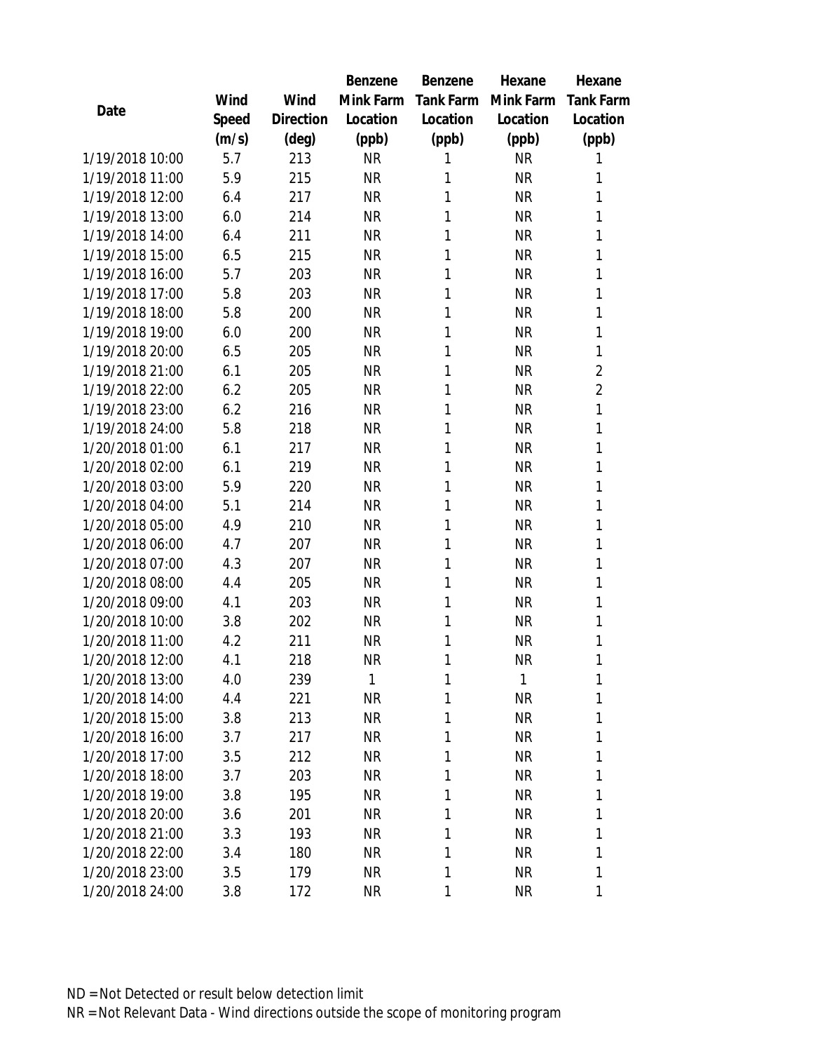| Date | Wind Speed (m/s) | Wind Direction (deg) | Benzene Mink Farm Location (ppb) | Benzene Tank Farm Location (ppb) | Hexane Mink Farm Location (ppb) | Hexane Tank Farm Location (ppb) |
|---|---|---|---|---|---|---|
| 1/19/2018 10:00 | 5.7 | 213 | NR | 1 | NR | 1 |
| 1/19/2018 11:00 | 5.9 | 215 | NR | 1 | NR | 1 |
| 1/19/2018 12:00 | 6.4 | 217 | NR | 1 | NR | 1 |
| 1/19/2018 13:00 | 6.0 | 214 | NR | 1 | NR | 1 |
| 1/19/2018 14:00 | 6.4 | 211 | NR | 1 | NR | 1 |
| 1/19/2018 15:00 | 6.5 | 215 | NR | 1 | NR | 1 |
| 1/19/2018 16:00 | 5.7 | 203 | NR | 1 | NR | 1 |
| 1/19/2018 17:00 | 5.8 | 203 | NR | 1 | NR | 1 |
| 1/19/2018 18:00 | 5.8 | 200 | NR | 1 | NR | 1 |
| 1/19/2018 19:00 | 6.0 | 200 | NR | 1 | NR | 1 |
| 1/19/2018 20:00 | 6.5 | 205 | NR | 1 | NR | 1 |
| 1/19/2018 21:00 | 6.1 | 205 | NR | 1 | NR | 2 |
| 1/19/2018 22:00 | 6.2 | 205 | NR | 1 | NR | 2 |
| 1/19/2018 23:00 | 6.2 | 216 | NR | 1 | NR | 1 |
| 1/19/2018 24:00 | 5.8 | 218 | NR | 1 | NR | 1 |
| 1/20/2018 01:00 | 6.1 | 217 | NR | 1 | NR | 1 |
| 1/20/2018 02:00 | 6.1 | 219 | NR | 1 | NR | 1 |
| 1/20/2018 03:00 | 5.9 | 220 | NR | 1 | NR | 1 |
| 1/20/2018 04:00 | 5.1 | 214 | NR | 1 | NR | 1 |
| 1/20/2018 05:00 | 4.9 | 210 | NR | 1 | NR | 1 |
| 1/20/2018 06:00 | 4.7 | 207 | NR | 1 | NR | 1 |
| 1/20/2018 07:00 | 4.3 | 207 | NR | 1 | NR | 1 |
| 1/20/2018 08:00 | 4.4 | 205 | NR | 1 | NR | 1 |
| 1/20/2018 09:00 | 4.1 | 203 | NR | 1 | NR | 1 |
| 1/20/2018 10:00 | 3.8 | 202 | NR | 1 | NR | 1 |
| 1/20/2018 11:00 | 4.2 | 211 | NR | 1 | NR | 1 |
| 1/20/2018 12:00 | 4.1 | 218 | NR | 1 | NR | 1 |
| 1/20/2018 13:00 | 4.0 | 239 | 1 | 1 | 1 | 1 |
| 1/20/2018 14:00 | 4.4 | 221 | NR | 1 | NR | 1 |
| 1/20/2018 15:00 | 3.8 | 213 | NR | 1 | NR | 1 |
| 1/20/2018 16:00 | 3.7 | 217 | NR | 1 | NR | 1 |
| 1/20/2018 17:00 | 3.5 | 212 | NR | 1 | NR | 1 |
| 1/20/2018 18:00 | 3.7 | 203 | NR | 1 | NR | 1 |
| 1/20/2018 19:00 | 3.8 | 195 | NR | 1 | NR | 1 |
| 1/20/2018 20:00 | 3.6 | 201 | NR | 1 | NR | 1 |
| 1/20/2018 21:00 | 3.3 | 193 | NR | 1 | NR | 1 |
| 1/20/2018 22:00 | 3.4 | 180 | NR | 1 | NR | 1 |
| 1/20/2018 23:00 | 3.5 | 179 | NR | 1 | NR | 1 |
| 1/20/2018 24:00 | 3.8 | 172 | NR | 1 | NR | 1 |

ND = Not Detected or result below detection limit

NR = Not Relevant Data - Wind directions outside the scope of monitoring program